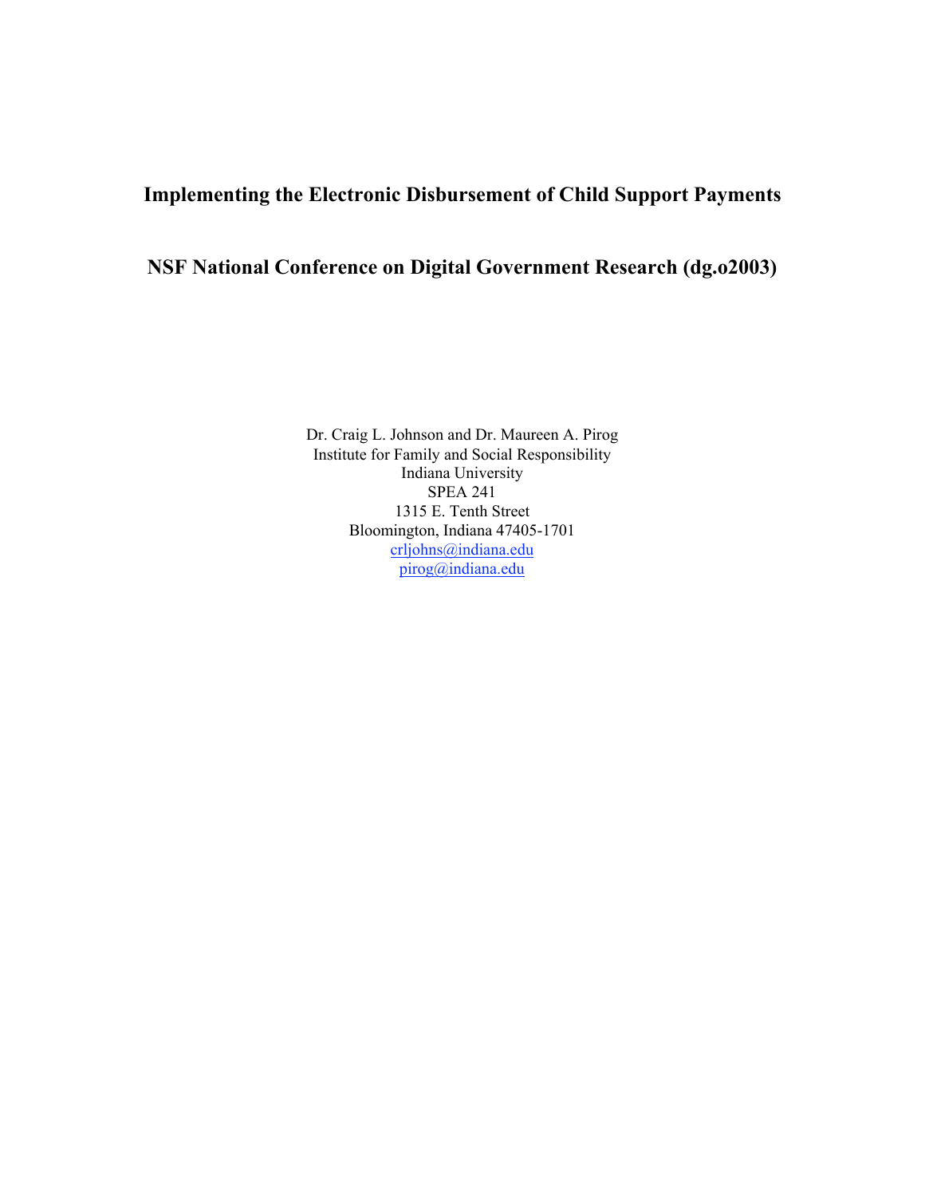# Implementing the Electronic Disbursement of Child Support Payments

## NSF National Conference on Digital Government Research (dg.o2003)

Dr. Craig L. Johnson and Dr. Maureen A. Pirog
Institute for Family and Social Responsibility
Indiana University
SPEA 241
1315 E. Tenth Street
Bloomington, Indiana 47405-1701
crljohns@indiana.edu
pirog@indiana.edu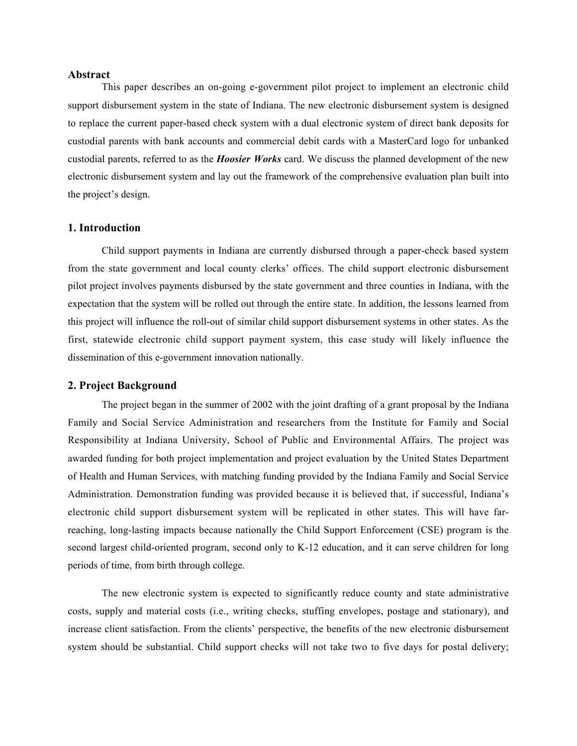## Abstract

This paper describes an on-going e-government pilot project to implement an electronic child support disbursement system in the state of Indiana. The new electronic disbursement system is designed to replace the current paper-based check system with a dual electronic system of direct bank deposits for custodial parents with bank accounts and commercial debit cards with a MasterCard logo for unbanked custodial parents, referred to as the ***Hoosier Works*** card. We discuss the planned development of the new electronic disbursement system and lay out the framework of the comprehensive evaluation plan built into the project's design.

## 1. Introduction

Child support payments in Indiana are currently disbursed through a paper-check based system from the state government and local county clerks' offices. The child support electronic disbursement pilot project involves payments disbursed by the state government and three counties in Indiana, with the expectation that the system will be rolled out through the entire state. In addition, the lessons learned from this project will influence the roll-out of similar child support disbursement systems in other states. As the first, statewide electronic child support payment system, this case study will likely influence the dissemination of this e-government innovation nationally.

## 2. Project Background

The project began in the summer of 2002 with the joint drafting of a grant proposal by the Indiana Family and Social Service Administration and researchers from the Institute for Family and Social Responsibility at Indiana University, School of Public and Environmental Affairs. The project was awarded funding for both project implementation and project evaluation by the United States Department of Health and Human Services, with matching funding provided by the Indiana Family and Social Service Administration. Demonstration funding was provided because it is believed that, if successful, Indiana's electronic child support disbursement system will be replicated in other states. This will have far-reaching, long-lasting impacts because nationally the Child Support Enforcement (CSE) program is the second largest child-oriented program, second only to K-12 education, and it can serve children for long periods of time, from birth through college.

The new electronic system is expected to significantly reduce county and state administrative costs, supply and material costs (i.e., writing checks, stuffing envelopes, postage and stationary), and increase client satisfaction. From the clients' perspective, the benefits of the new electronic disbursement system should be substantial. Child support checks will not take two to five days for postal delivery;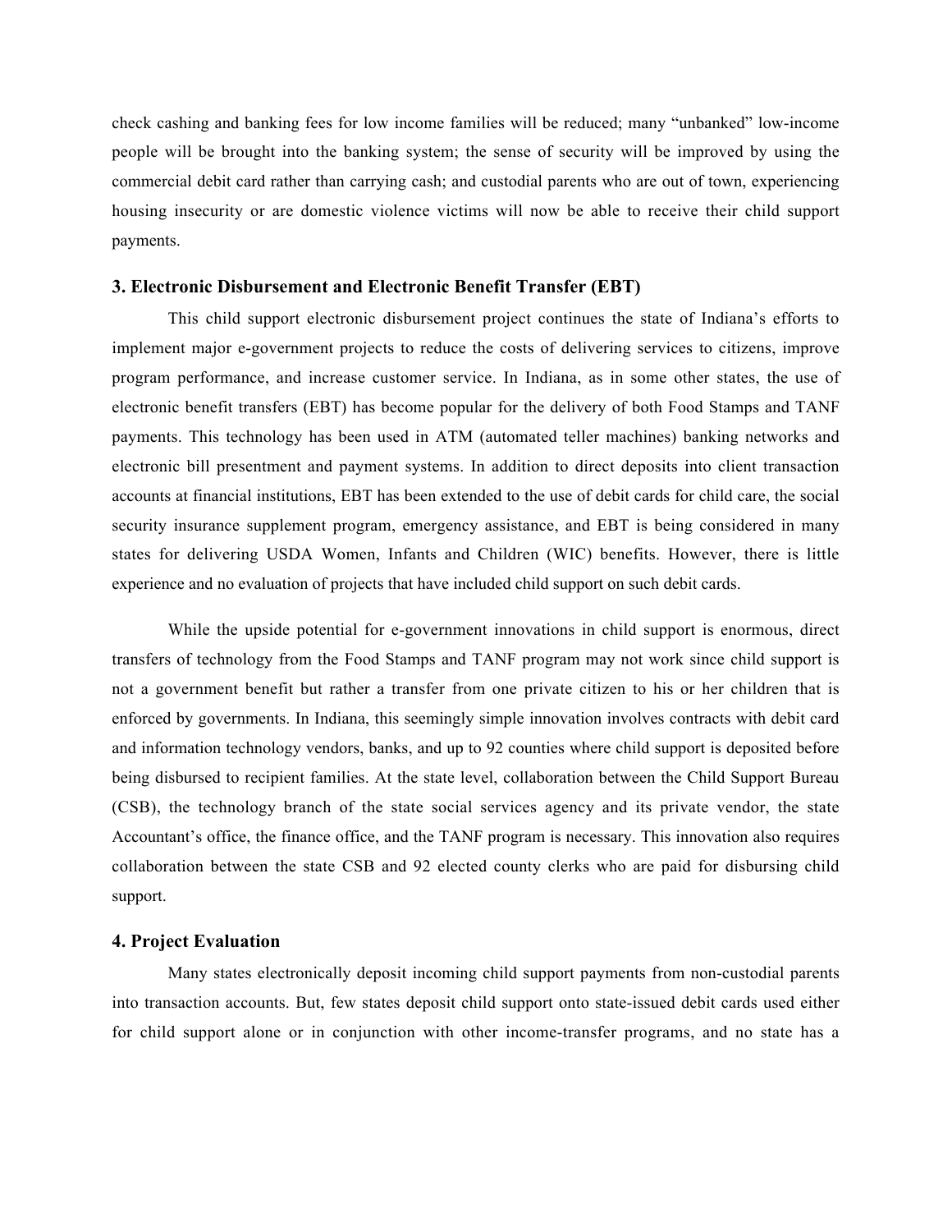check cashing and banking fees for low income families will be reduced; many "unbanked" low-income people will be brought into the banking system; the sense of security will be improved by using the commercial debit card rather than carrying cash; and custodial parents who are out of town, experiencing housing insecurity or are domestic violence victims will now be able to receive their child support payments.

## 3. Electronic Disbursement and Electronic Benefit Transfer (EBT)

This child support electronic disbursement project continues the state of Indiana's efforts to implement major e-government projects to reduce the costs of delivering services to citizens, improve program performance, and increase customer service. In Indiana, as in some other states, the use of electronic benefit transfers (EBT) has become popular for the delivery of both Food Stamps and TANF payments. This technology has been used in ATM (automated teller machines) banking networks and electronic bill presentment and payment systems. In addition to direct deposits into client transaction accounts at financial institutions, EBT has been extended to the use of debit cards for child care, the social security insurance supplement program, emergency assistance, and EBT is being considered in many states for delivering USDA Women, Infants and Children (WIC) benefits. However, there is little experience and no evaluation of projects that have included child support on such debit cards.

While the upside potential for e-government innovations in child support is enormous, direct transfers of technology from the Food Stamps and TANF program may not work since child support is not a government benefit but rather a transfer from one private citizen to his or her children that is enforced by governments. In Indiana, this seemingly simple innovation involves contracts with debit card and information technology vendors, banks, and up to 92 counties where child support is deposited before being disbursed to recipient families. At the state level, collaboration between the Child Support Bureau (CSB), the technology branch of the state social services agency and its private vendor, the state Accountant's office, the finance office, and the TANF program is necessary. This innovation also requires collaboration between the state CSB and 92 elected county clerks who are paid for disbursing child support.

## 4. Project Evaluation

Many states electronically deposit incoming child support payments from non-custodial parents into transaction accounts. But, few states deposit child support onto state-issued debit cards used either for child support alone or in conjunction with other income-transfer programs, and no state has a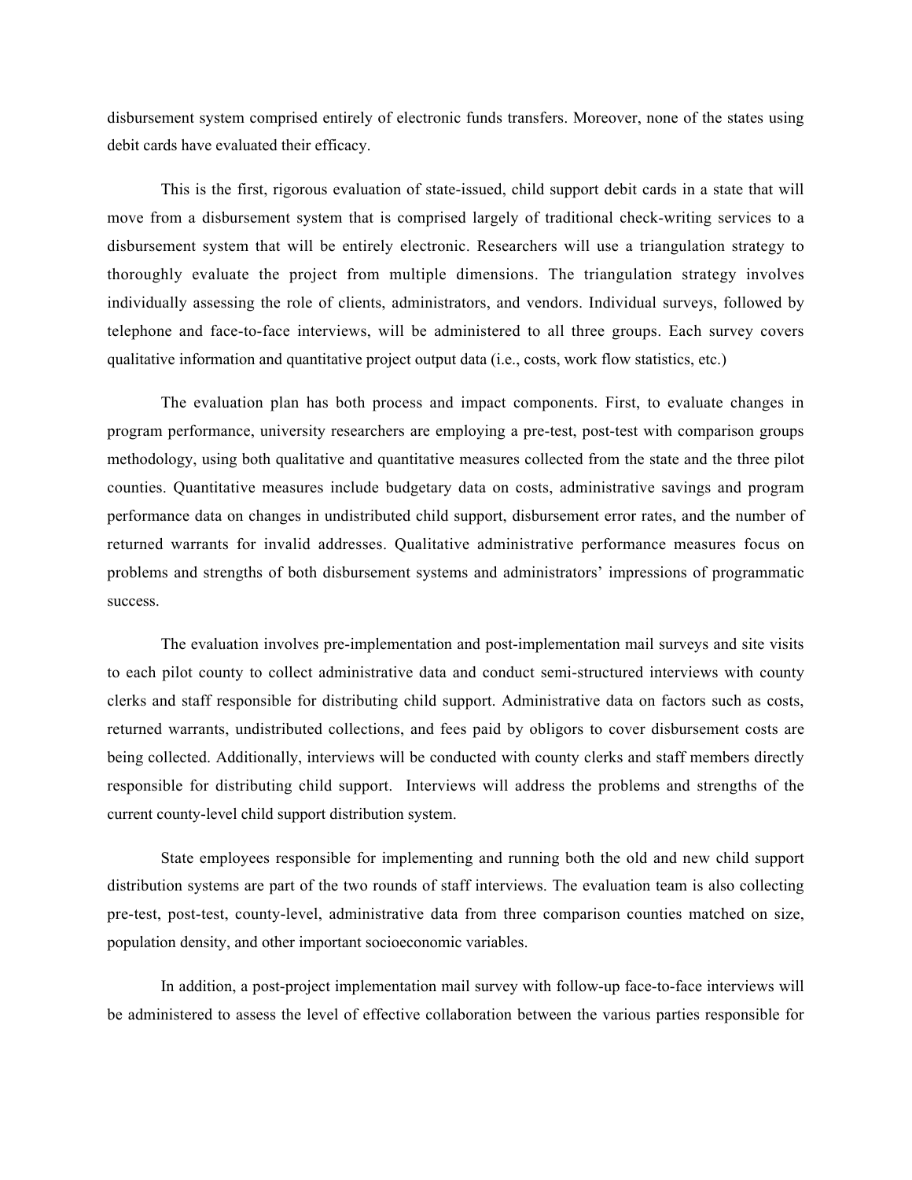disbursement system comprised entirely of electronic funds transfers. Moreover, none of the states using debit cards have evaluated their efficacy.

This is the first, rigorous evaluation of state-issued, child support debit cards in a state that will move from a disbursement system that is comprised largely of traditional check-writing services to a disbursement system that will be entirely electronic. Researchers will use a triangulation strategy to thoroughly evaluate the project from multiple dimensions. The triangulation strategy involves individually assessing the role of clients, administrators, and vendors. Individual surveys, followed by telephone and face-to-face interviews, will be administered to all three groups. Each survey covers qualitative information and quantitative project output data (i.e., costs, work flow statistics, etc.)

The evaluation plan has both process and impact components. First, to evaluate changes in program performance, university researchers are employing a pre-test, post-test with comparison groups methodology, using both qualitative and quantitative measures collected from the state and the three pilot counties. Quantitative measures include budgetary data on costs, administrative savings and program performance data on changes in undistributed child support, disbursement error rates, and the number of returned warrants for invalid addresses. Qualitative administrative performance measures focus on problems and strengths of both disbursement systems and administrators' impressions of programmatic success.

The evaluation involves pre-implementation and post-implementation mail surveys and site visits to each pilot county to collect administrative data and conduct semi-structured interviews with county clerks and staff responsible for distributing child support. Administrative data on factors such as costs, returned warrants, undistributed collections, and fees paid by obligors to cover disbursement costs are being collected. Additionally, interviews will be conducted with county clerks and staff members directly responsible for distributing child support. Interviews will address the problems and strengths of the current county-level child support distribution system.

State employees responsible for implementing and running both the old and new child support distribution systems are part of the two rounds of staff interviews. The evaluation team is also collecting pre-test, post-test, county-level, administrative data from three comparison counties matched on size, population density, and other important socioeconomic variables.

In addition, a post-project implementation mail survey with follow-up face-to-face interviews will be administered to assess the level of effective collaboration between the various parties responsible for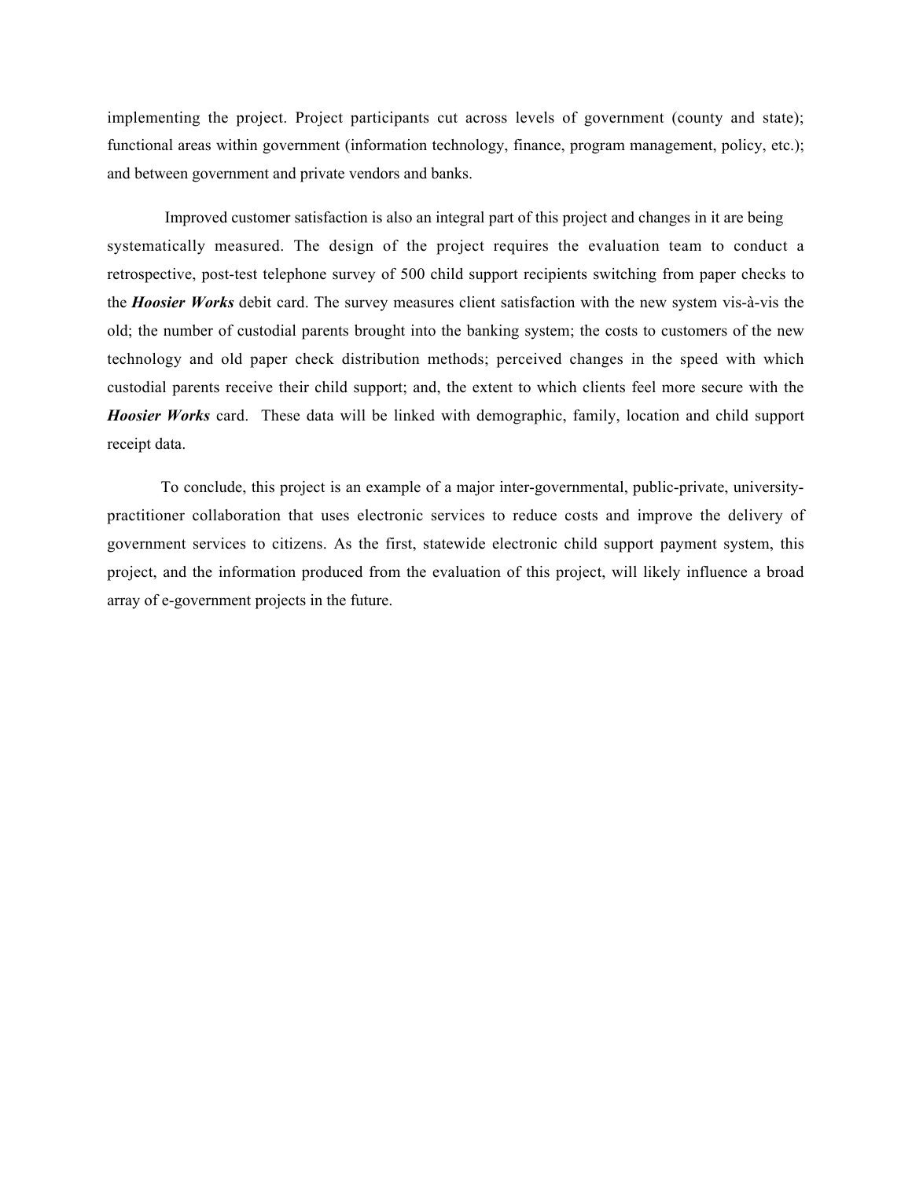implementing the project. Project participants cut across levels of government (county and state); functional areas within government (information technology, finance, program management, policy, etc.); and between government and private vendors and banks.

Improved customer satisfaction is also an integral part of this project and changes in it are being systematically measured. The design of the project requires the evaluation team to conduct a retrospective, post-test telephone survey of 500 child support recipients switching from paper checks to the ***Hoosier Works*** debit card. The survey measures client satisfaction with the new system vis-à-vis the old; the number of custodial parents brought into the banking system; the costs to customers of the new technology and old paper check distribution methods; perceived changes in the speed with which custodial parents receive their child support; and, the extent to which clients feel more secure with the ***Hoosier Works*** card. These data will be linked with demographic, family, location and child support receipt data.

To conclude, this project is an example of a major inter-governmental, public-private, university-practitioner collaboration that uses electronic services to reduce costs and improve the delivery of government services to citizens. As the first, statewide electronic child support payment system, this project, and the information produced from the evaluation of this project, will likely influence a broad array of e-government projects in the future.